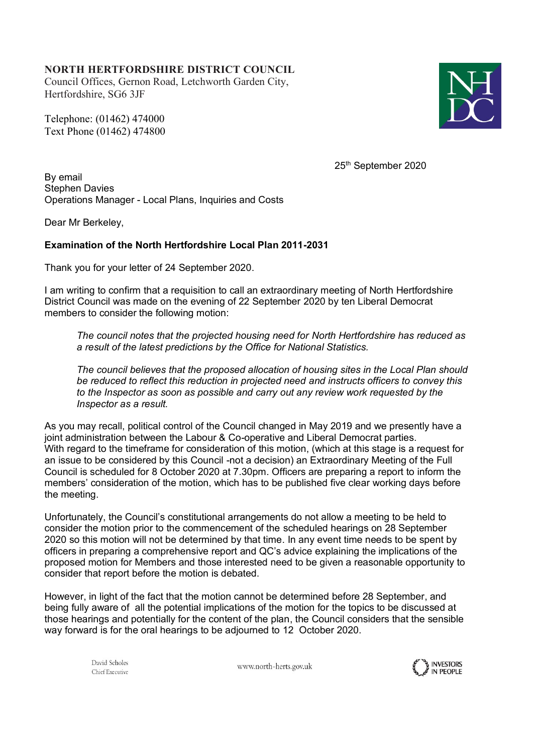**NORTH HERTFORDSHIRE DISTRICT COUNCIL**
Council Offices, Gernon Road, Letchworth Garden City,
Hertfordshire, SG6 3JF

Telephone: (01462) 474000
Text Phone (01462) 474800

25th September 2020

By email
Stephen Davies
Operations Manager - Local Plans, Inquiries and Costs

Dear Mr Berkeley,

**Examination of the North Hertfordshire Local Plan 2011-2031**

Thank you for your letter of 24 September 2020.

I am writing to confirm that a requisition to call an extraordinary meeting of North Hertfordshire District Council was made on the evening of 22 September 2020 by ten Liberal Democrat members to consider the following motion:

> *The council notes that the projected housing need for North Hertfordshire has reduced as a result of the latest predictions by the Office for National Statistics.*
>
> *The council believes that the proposed allocation of housing sites in the Local Plan should be reduced to reflect this reduction in projected need and instructs officers to convey this to the Inspector as soon as possible and carry out any review work requested by the Inspector as a result.*

As you may recall, political control of the Council changed in May 2019 and we presently have a joint administration between the Labour & Co-operative and Liberal Democrat parties. With regard to the timeframe for consideration of this motion, (which at this stage is a request for an issue to be considered by this Council -not a decision) an Extraordinary Meeting of the Full Council is scheduled for 8 October 2020 at 7.30pm. Officers are preparing a report to inform the members' consideration of the motion, which has to be published five clear working days before the meeting.

Unfortunately, the Council's constitutional arrangements do not allow a meeting to be held to consider the motion prior to the commencement of the scheduled hearings on 28 September 2020 so this motion will not be determined by that time. In any event time needs to be spent by officers in preparing a comprehensive report and QC's advice explaining the implications of the proposed motion for Members and those interested need to be given a reasonable opportunity to consider that report before the motion is debated.

However, in light of the fact that the motion cannot be determined before 28 September, and being fully aware of all the potential implications of the motion for the topics to be discussed at those hearings and potentially for the content of the plan, the Council considers that the sensible way forward is for the oral hearings to be adjourned to 12 October 2020.

David Scholes
Chief Executive

www.north-herts.gov.uk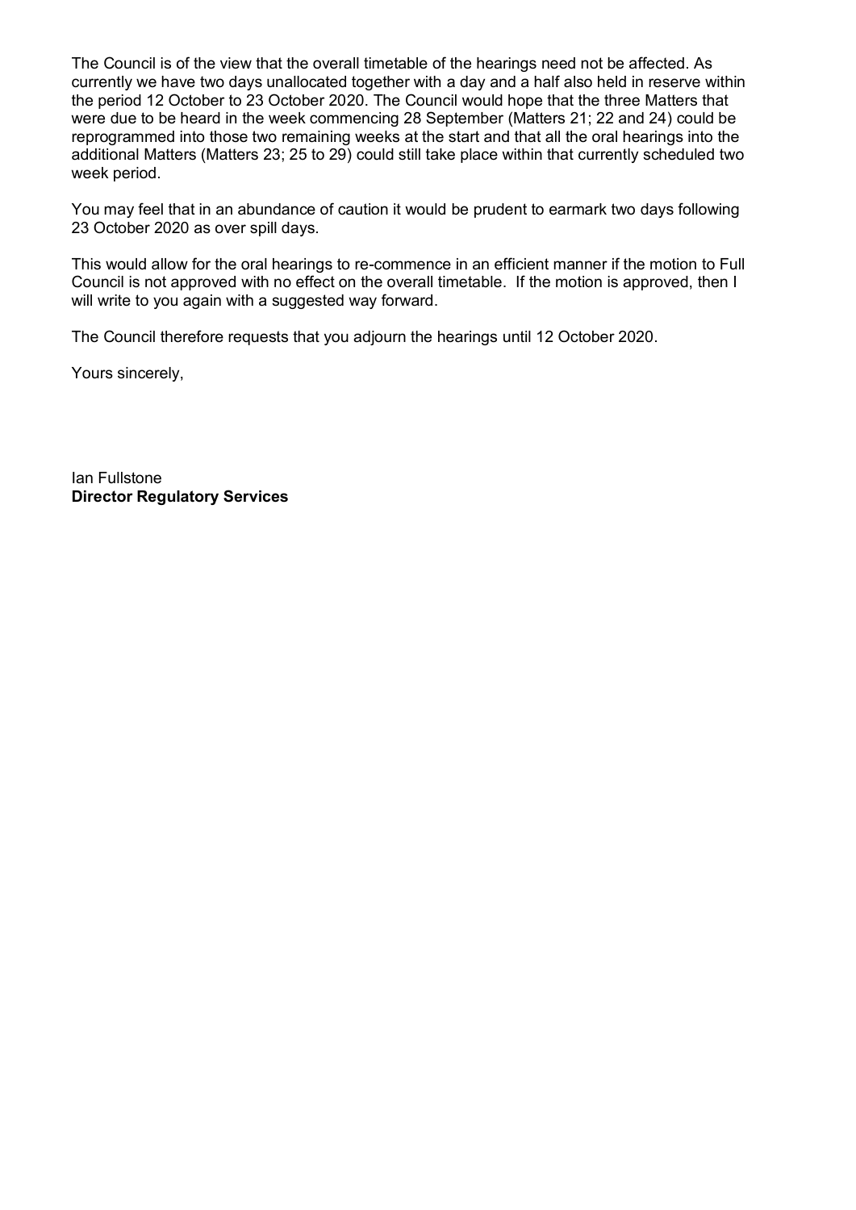The Council is of the view that the overall timetable of the hearings need not be affected. As currently we have two days unallocated together with a day and a half also held in reserve within the period 12 October to 23 October 2020. The Council would hope that the three Matters that were due to be heard in the week commencing 28 September (Matters 21; 22 and 24) could be reprogrammed into those two remaining weeks at the start and that all the oral hearings into the additional Matters (Matters 23; 25 to 29) could still take place within that currently scheduled two week period.

You may feel that in an abundance of caution it would be prudent to earmark two days following 23 October 2020 as over spill days.

This would allow for the oral hearings to re-commence in an efficient manner if the motion to Full Council is not approved with no effect on the overall timetable. If the motion is approved, then I will write to you again with a suggested way forward.

The Council therefore requests that you adjourn the hearings until 12 October 2020.

Yours sincerely,

Ian Fullstone
**Director Regulatory Services**